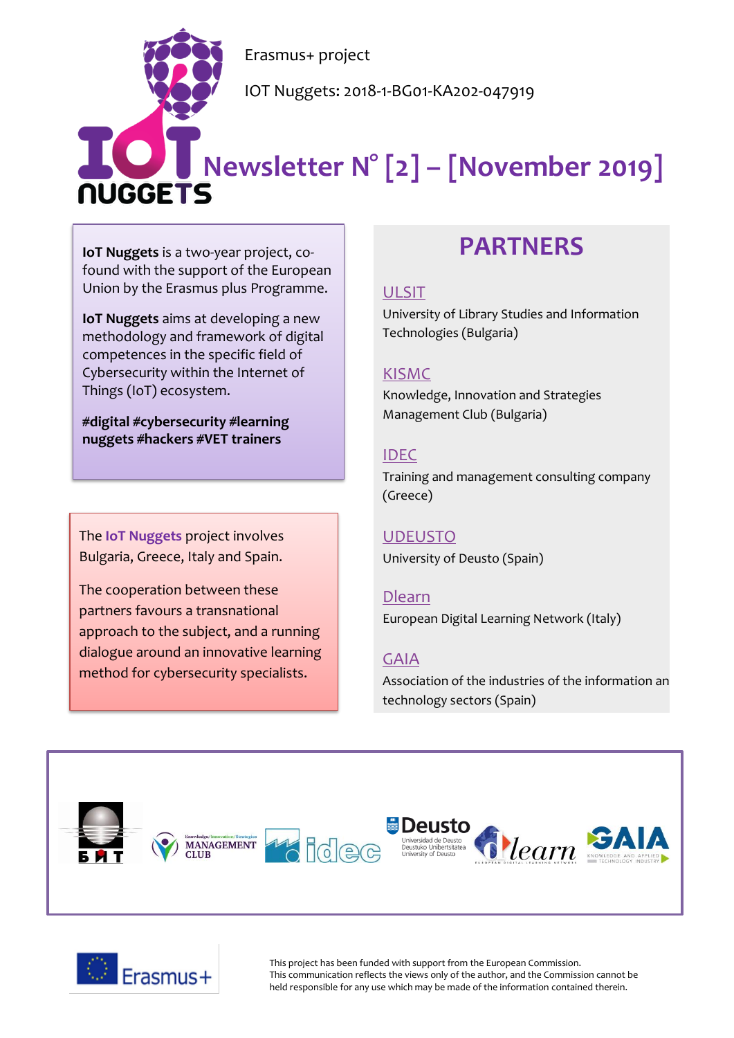Erasmus+ project

IOT Nuggets: 2018-1-BG01-KA202-047919

# Newsletter N° [2] – [November 2019]

**IoT Nuggets** is a two-year project, co-found with the support of the European Union by the Erasmus plus Programme.

**IoT Nuggets** aims at developing a new methodology and framework of digital competences in the specific field of Cybersecurity within the Internet of Things (IoT) ecosystem.

**#digital #cybersecurity #learning nuggets #hackers #VET trainers**

The **IoT Nuggets** project involves Bulgaria, Greece, Italy and Spain.

The cooperation between these partners favours a transnational approach to the subject, and a running dialogue around an innovative learning method for cybersecurity specialists.

## PARTNERS

ULSIT
University of Library Studies and Information Technologies (Bulgaria)

KISMC
Knowledge, Innovation and Strategies Management Club (Bulgaria)

IDEC
Training and management consulting company (Greece)

UDEUSTO
University of Deusto (Spain)

Dlearn
European Digital Learning Network (Italy)

GAIA
Association of the industries of the information an technology sectors (Spain)

This project has been funded with support from the European Commission. This communication reflects the views only of the author, and the Commission cannot be held responsible for any use which may be made of the information contained therein.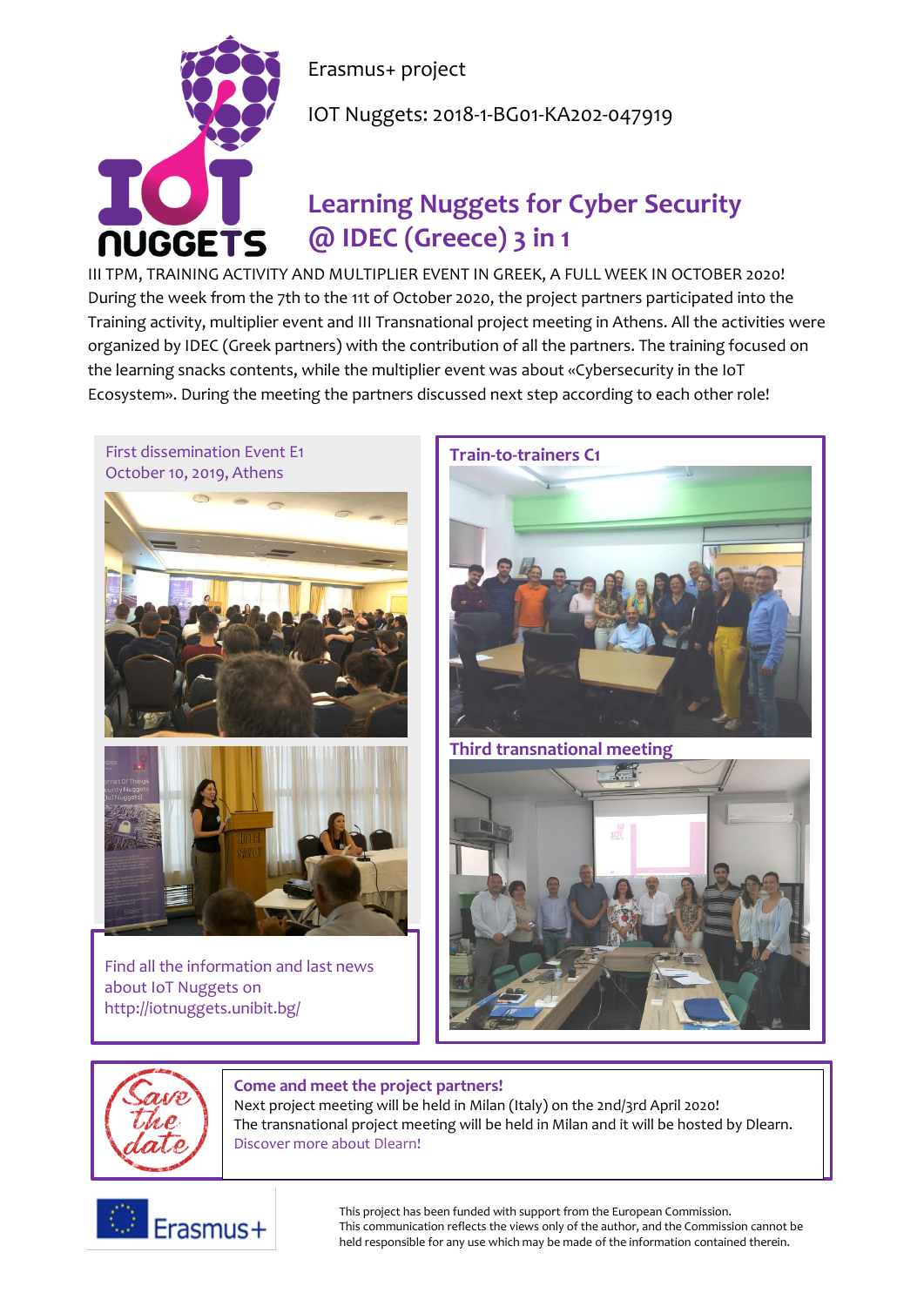Erasmus+ project

IOT Nuggets: 2018-1-BG01-KA202-047919

# Learning Nuggets for Cyber Security @ IDEC (Greece) 3 in 1

III TPM, TRAINING ACTIVITY AND MULTIPLIER EVENT IN GREEK, A FULL WEEK IN OCTOBER 2020!
During the week from the 7th to the 11t of October 2020, the project partners participated into the Training activity, multiplier event and III Transnational project meeting in Athens. All the activities were organized by IDEC (Greek partners) with the contribution of all the partners. The training focused on the learning snacks contents, while the multiplier event was about «Cybersecurity in the IoT Ecosystem». During the meeting the partners discussed next step according to each other role!

First dissemination Event E1
October 10, 2019, Athens

Find all the information and last news about IoT Nuggets on http://iotnuggets.unibit.bg/

**Train-to-trainers C1**

**Third transnational meeting**

**Come and meet the project partners!**
Next project meeting will be held in Milan (Italy) on the 2nd/3rd April 2020!
The transnational project meeting will be held in Milan and it will be hosted by Dlearn.
Discover more about Dlearn!

This project has been funded with support from the European Commission.
This communication reflects the views only of the author, and the Commission cannot be held responsible for any use which may be made of the information contained therein.